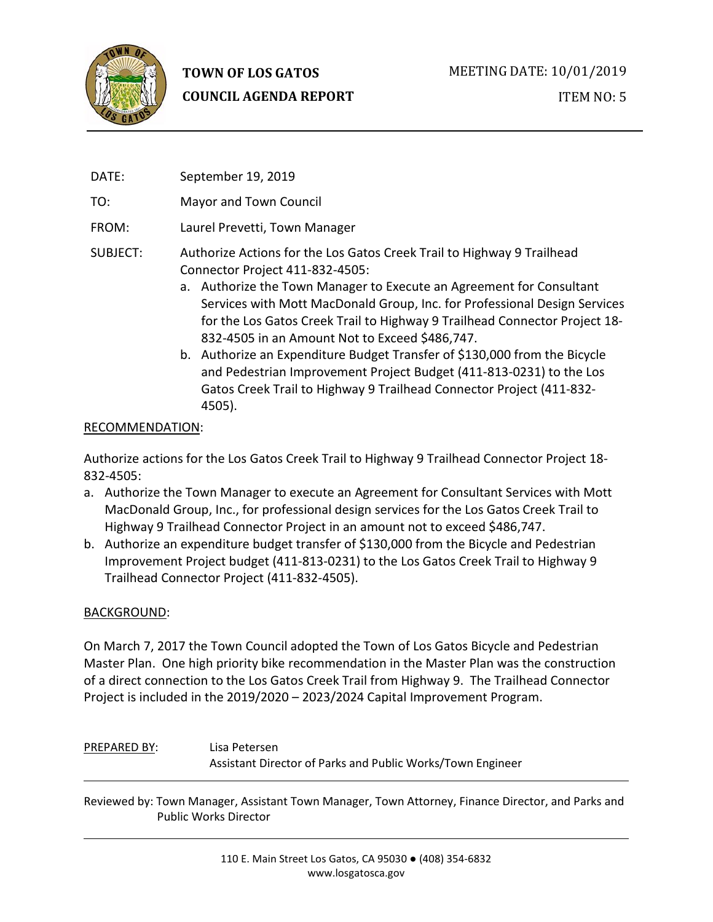**TOWN OF LOS GATOS**
**COUNCIL AGENDA REPORT**

MEETING DATE: 10/01/2019

ITEM NO: 5

DATE: September 19, 2019

TO: Mayor and Town Council

FROM: Laurel Prevetti, Town Manager

SUBJECT: Authorize Actions for the Los Gatos Creek Trail to Highway 9 Trailhead Connector Project 411-832-4505:

a. Authorize the Town Manager to Execute an Agreement for Consultant Services with Mott MacDonald Group, Inc. for Professional Design Services for the Los Gatos Creek Trail to Highway 9 Trailhead Connector Project 18-832-4505 in an Amount Not to Exceed $486,747.
b. Authorize an Expenditure Budget Transfer of $130,000 from the Bicycle and Pedestrian Improvement Project Budget (411-813-0231) to the Los Gatos Creek Trail to Highway 9 Trailhead Connector Project (411-832-4505).

RECOMMENDATION:

Authorize actions for the Los Gatos Creek Trail to Highway 9 Trailhead Connector Project 18-832-4505:

a. Authorize the Town Manager to execute an Agreement for Consultant Services with Mott MacDonald Group, Inc., for professional design services for the Los Gatos Creek Trail to Highway 9 Trailhead Connector Project in an amount not to exceed $486,747.
b. Authorize an expenditure budget transfer of $130,000 from the Bicycle and Pedestrian Improvement Project budget (411-813-0231) to the Los Gatos Creek Trail to Highway 9 Trailhead Connector Project (411-832-4505).

BACKGROUND:

On March 7, 2017 the Town Council adopted the Town of Los Gatos Bicycle and Pedestrian Master Plan. One high priority bike recommendation in the Master Plan was the construction of a direct connection to the Los Gatos Creek Trail from Highway 9. The Trailhead Connector Project is included in the 2019/2020 – 2023/2024 Capital Improvement Program.

PREPARED BY: Lisa Petersen
Assistant Director of Parks and Public Works/Town Engineer

Reviewed by: Town Manager, Assistant Town Manager, Town Attorney, Finance Director, and Parks and Public Works Director

110 E. Main Street Los Gatos, CA 95030 ● (408) 354-6832
www.losgatosca.gov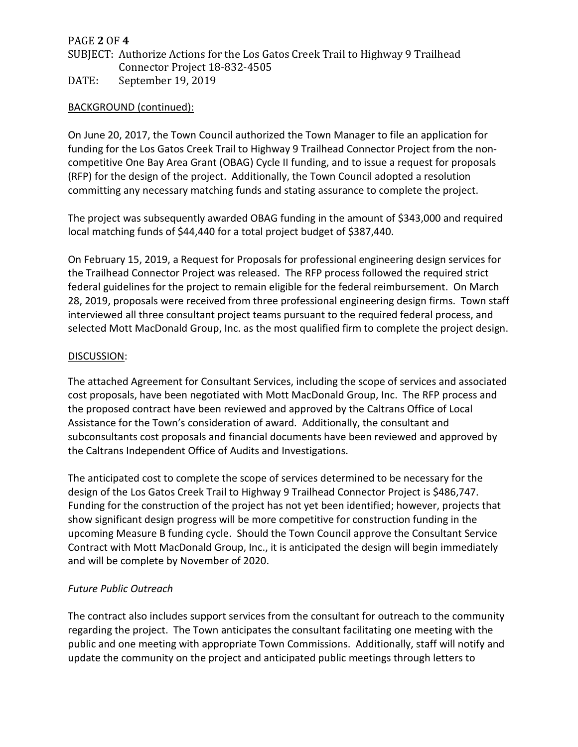BACKGROUND (continued):

On June 20, 2017, the Town Council authorized the Town Manager to file an application for funding for the Los Gatos Creek Trail to Highway 9 Trailhead Connector Project from the non-competitive One Bay Area Grant (OBAG) Cycle II funding, and to issue a request for proposals (RFP) for the design of the project. Additionally, the Town Council adopted a resolution committing any necessary matching funds and stating assurance to complete the project.

The project was subsequently awarded OBAG funding in the amount of $343,000 and required local matching funds of $44,440 for a total project budget of $387,440.

On February 15, 2019, a Request for Proposals for professional engineering design services for the Trailhead Connector Project was released. The RFP process followed the required strict federal guidelines for the project to remain eligible for the federal reimbursement. On March 28, 2019, proposals were received from three professional engineering design firms. Town staff interviewed all three consultant project teams pursuant to the required federal process, and selected Mott MacDonald Group, Inc. as the most qualified firm to complete the project design.

DISCUSSION:

The attached Agreement for Consultant Services, including the scope of services and associated cost proposals, have been negotiated with Mott MacDonald Group, Inc. The RFP process and the proposed contract have been reviewed and approved by the Caltrans Office of Local Assistance for the Town's consideration of award. Additionally, the consultant and subconsultants cost proposals and financial documents have been reviewed and approved by the Caltrans Independent Office of Audits and Investigations.

The anticipated cost to complete the scope of services determined to be necessary for the design of the Los Gatos Creek Trail to Highway 9 Trailhead Connector Project is $486,747. Funding for the construction of the project has not yet been identified; however, projects that show significant design progress will be more competitive for construction funding in the upcoming Measure B funding cycle. Should the Town Council approve the Consultant Service Contract with Mott MacDonald Group, Inc., it is anticipated the design will begin immediately and will be complete by November of 2020.

*Future Public Outreach*

The contract also includes support services from the consultant for outreach to the community regarding the project. The Town anticipates the consultant facilitating one meeting with the public and one meeting with appropriate Town Commissions. Additionally, staff will notify and update the community on the project and anticipated public meetings through letters to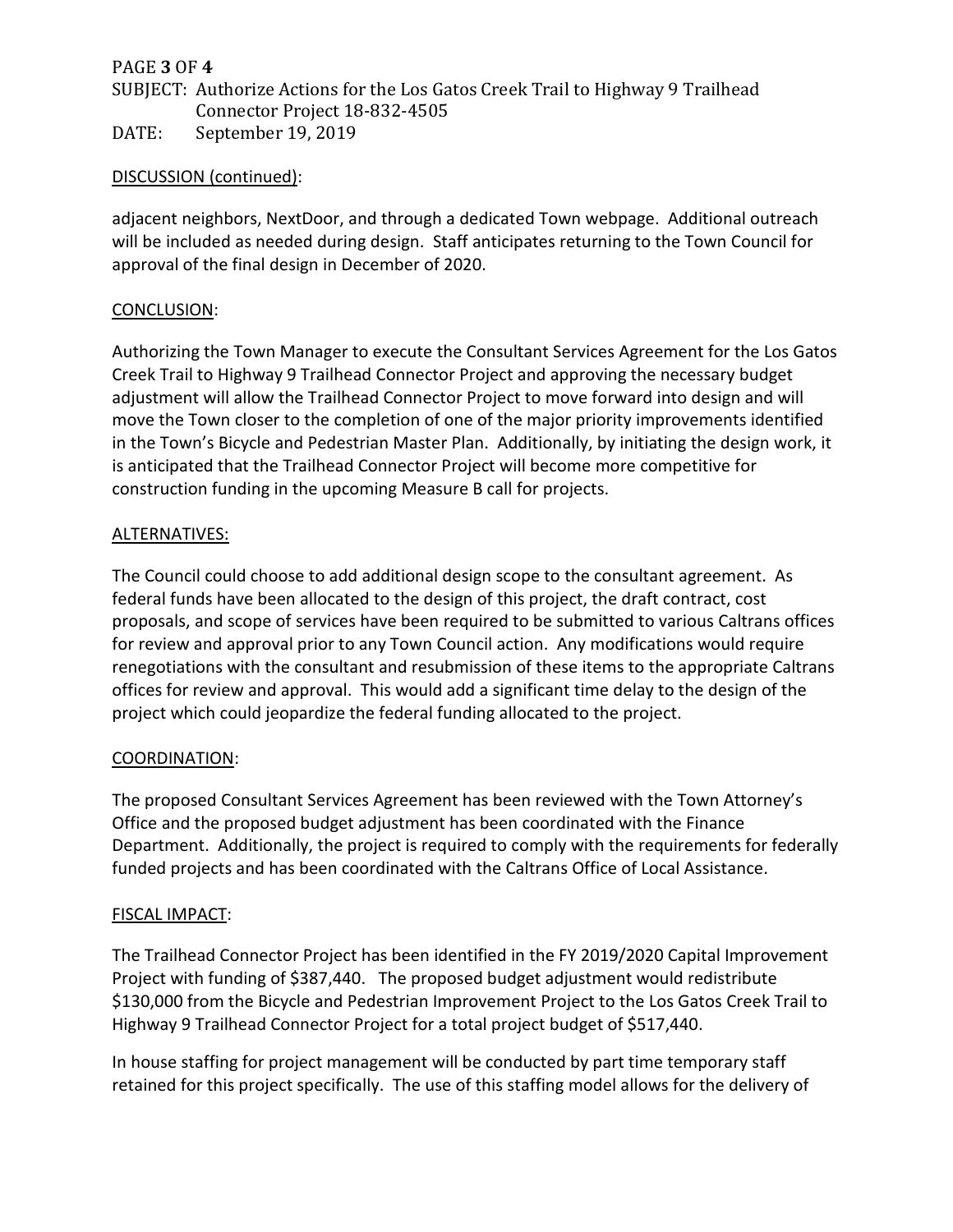DISCUSSION (continued):

adjacent neighbors, NextDoor, and through a dedicated Town webpage. Additional outreach will be included as needed during design. Staff anticipates returning to the Town Council for approval of the final design in December of 2020.

## CONCLUSION:

Authorizing the Town Manager to execute the Consultant Services Agreement for the Los Gatos Creek Trail to Highway 9 Trailhead Connector Project and approving the necessary budget adjustment will allow the Trailhead Connector Project to move forward into design and will move the Town closer to the completion of one of the major priority improvements identified in the Town's Bicycle and Pedestrian Master Plan. Additionally, by initiating the design work, it is anticipated that the Trailhead Connector Project will become more competitive for construction funding in the upcoming Measure B call for projects.

## ALTERNATIVES:

The Council could choose to add additional design scope to the consultant agreement. As federal funds have been allocated to the design of this project, the draft contract, cost proposals, and scope of services have been required to be submitted to various Caltrans offices for review and approval prior to any Town Council action. Any modifications would require renegotiations with the consultant and resubmission of these items to the appropriate Caltrans offices for review and approval. This would add a significant time delay to the design of the project which could jeopardize the federal funding allocated to the project.

## COORDINATION:

The proposed Consultant Services Agreement has been reviewed with the Town Attorney's Office and the proposed budget adjustment has been coordinated with the Finance Department. Additionally, the project is required to comply with the requirements for federally funded projects and has been coordinated with the Caltrans Office of Local Assistance.

## FISCAL IMPACT:

The Trailhead Connector Project has been identified in the FY 2019/2020 Capital Improvement Project with funding of $387,440. The proposed budget adjustment would redistribute $130,000 from the Bicycle and Pedestrian Improvement Project to the Los Gatos Creek Trail to Highway 9 Trailhead Connector Project for a total project budget of $517,440.

In house staffing for project management will be conducted by part time temporary staff retained for this project specifically. The use of this staffing model allows for the delivery of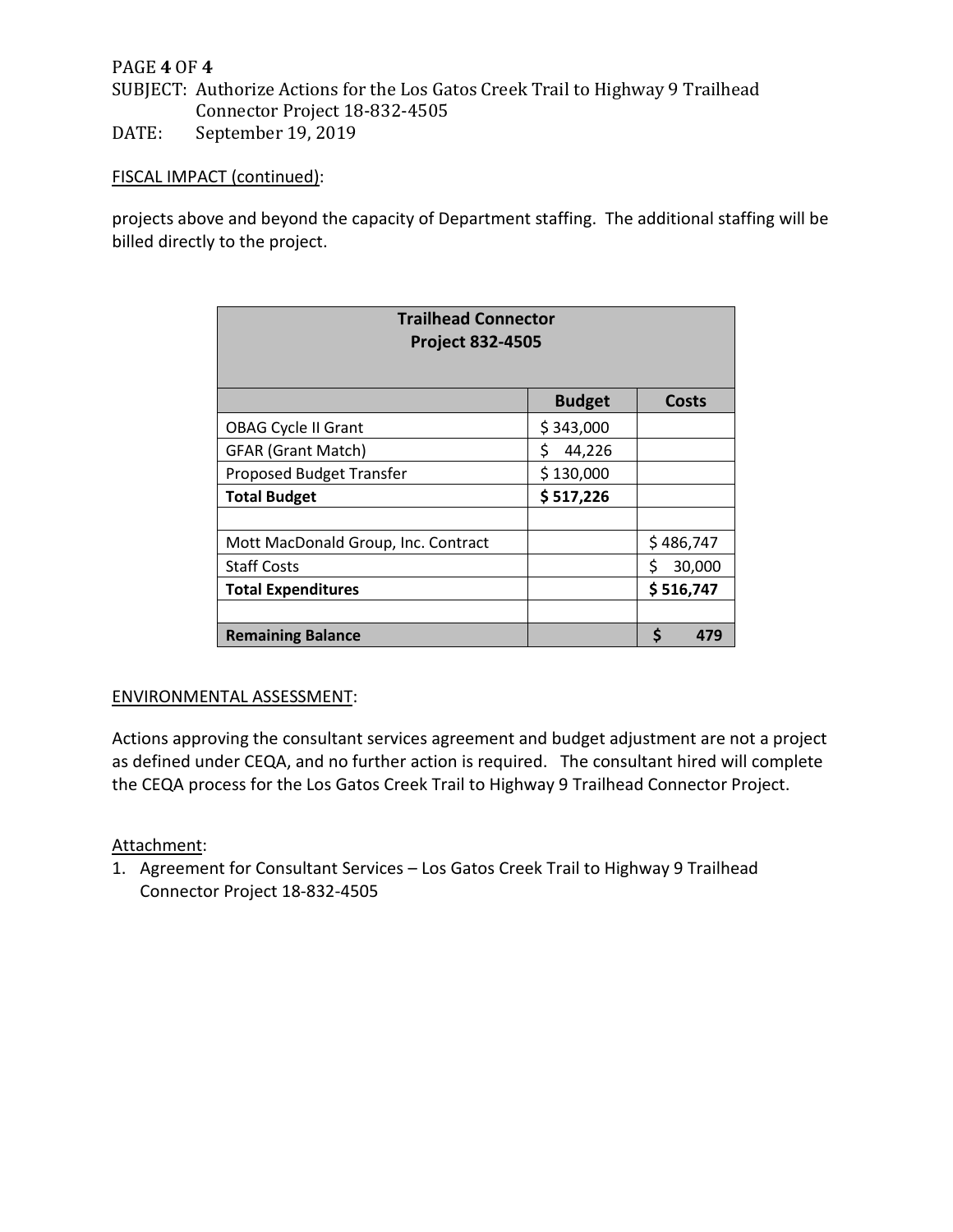FISCAL IMPACT (continued):

projects above and beyond the capacity of Department staffing. The additional staffing will be billed directly to the project.

| **Trailhead Connector Project 832-4505** | | |
|---|---|---|
| | **Budget** | **Costs** |
| OBAG Cycle II Grant | $ 343,000 | |
| GFAR (Grant Match) | $ 44,226 | |
| Proposed Budget Transfer | $ 130,000 | |
| **Total Budget** | **$ 517,226** | |
| | | |
| Mott MacDonald Group, Inc. Contract | | $ 486,747 |
| Staff Costs | | $ 30,000 |
| **Total Expenditures** | | **$ 516,747** |
| | | |
| **Remaining Balance** | | **$ 479** |

ENVIRONMENTAL ASSESSMENT:

Actions approving the consultant services agreement and budget adjustment are not a project as defined under CEQA, and no further action is required. The consultant hired will complete the CEQA process for the Los Gatos Creek Trail to Highway 9 Trailhead Connector Project.

Attachment:

1. Agreement for Consultant Services – Los Gatos Creek Trail to Highway 9 Trailhead Connector Project 18-832-4505